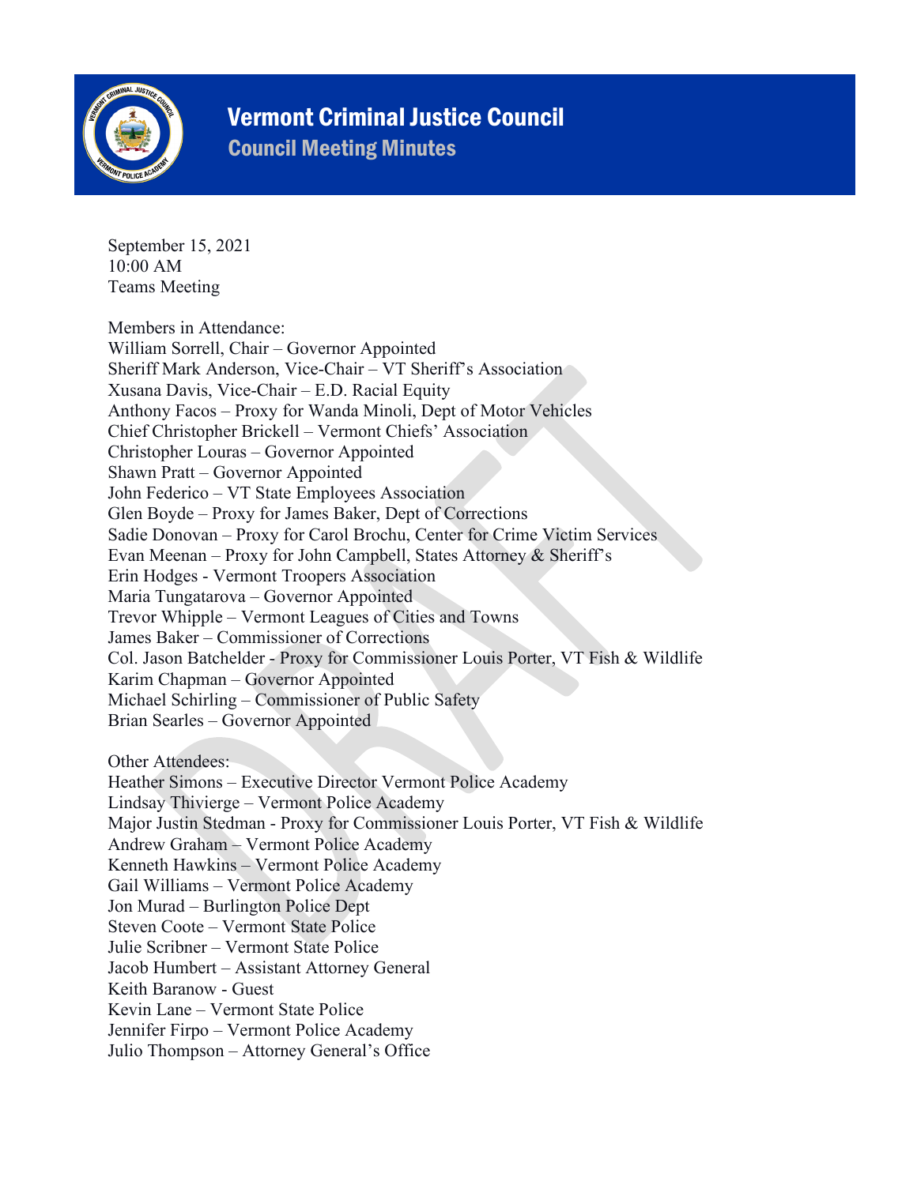# Vermont Criminal Justice Council

## Council Meeting Minutes

September 15, 2021
10:00 AM
Teams Meeting

Members in Attendance:
William Sorrell, Chair – Governor Appointed
Sheriff Mark Anderson, Vice-Chair – VT Sheriff's Association
Xusana Davis, Vice-Chair – E.D. Racial Equity
Anthony Facos – Proxy for Wanda Minoli, Dept of Motor Vehicles
Chief Christopher Brickell – Vermont Chiefs' Association
Christopher Louras – Governor Appointed
Shawn Pratt – Governor Appointed
John Federico – VT State Employees Association
Glen Boyde – Proxy for James Baker, Dept of Corrections
Sadie Donovan – Proxy for Carol Brochu, Center for Crime Victim Services
Evan Meenan – Proxy for John Campbell, States Attorney & Sheriff's
Erin Hodges - Vermont Troopers Association
Maria Tungatarova – Governor Appointed
Trevor Whipple – Vermont Leagues of Cities and Towns
James Baker – Commissioner of Corrections
Col. Jason Batchelder - Proxy for Commissioner Louis Porter, VT Fish & Wildlife
Karim Chapman – Governor Appointed
Michael Schirling – Commissioner of Public Safety
Brian Searles – Governor Appointed

Other Attendees:
Heather Simons – Executive Director Vermont Police Academy
Lindsay Thivierge – Vermont Police Academy
Major Justin Stedman - Proxy for Commissioner Louis Porter, VT Fish & Wildlife
Andrew Graham – Vermont Police Academy
Kenneth Hawkins – Vermont Police Academy
Gail Williams – Vermont Police Academy
Jon Murad – Burlington Police Dept
Steven Coote – Vermont State Police
Julie Scribner – Vermont State Police
Jacob Humbert – Assistant Attorney General
Keith Baranow - Guest
Kevin Lane – Vermont State Police
Jennifer Firpo – Vermont Police Academy
Julio Thompson – Attorney General's Office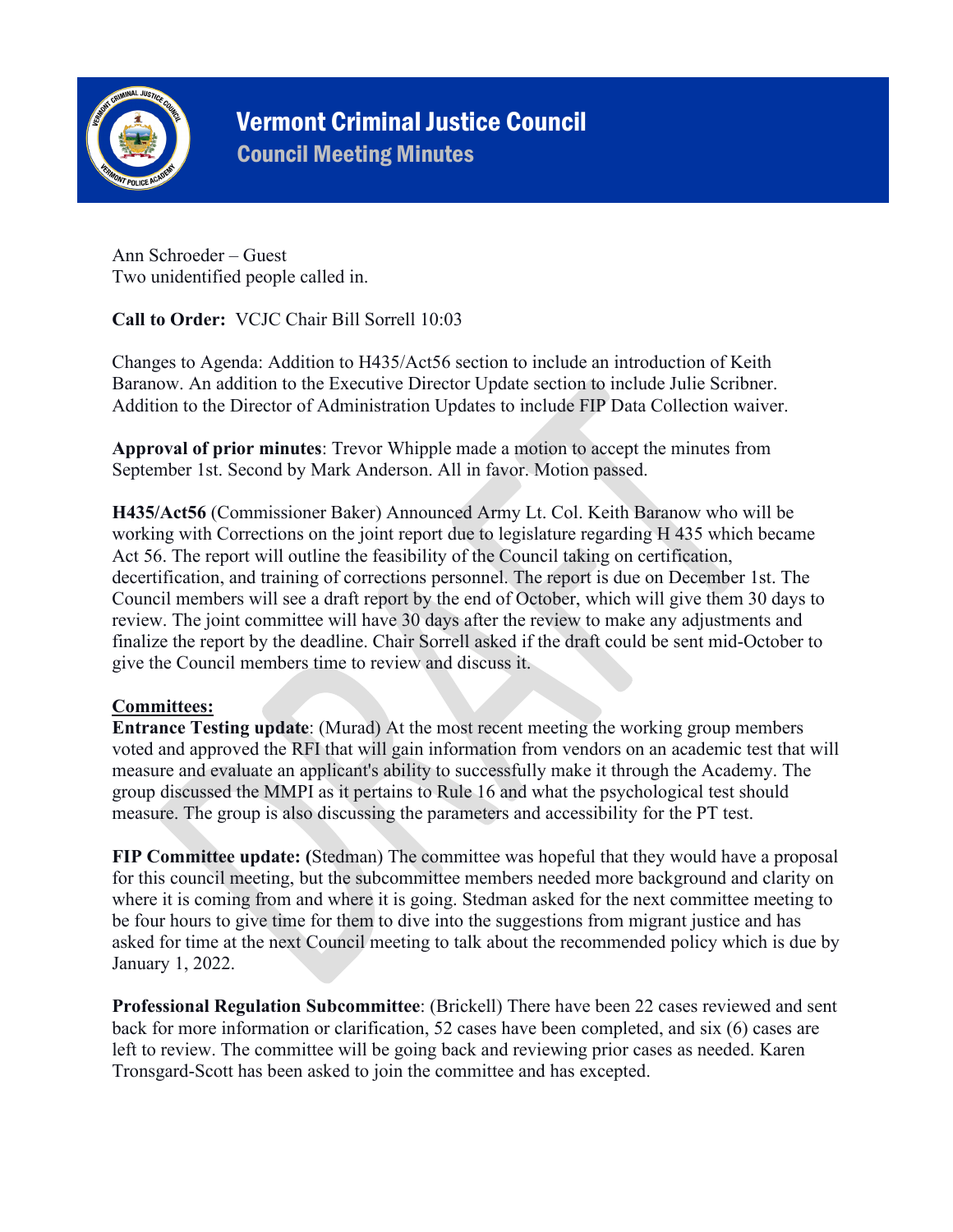Ann Schroeder – Guest
Two unidentified people called in.

**Call to Order:** VCJC Chair Bill Sorrell 10:03

Changes to Agenda: Addition to H435/Act56 section to include an introduction of Keith Baranow. An addition to the Executive Director Update section to include Julie Scribner. Addition to the Director of Administration Updates to include FIP Data Collection waiver.

**Approval of prior minutes**: Trevor Whipple made a motion to accept the minutes from September 1st. Second by Mark Anderson. All in favor. Motion passed.

**H435/Act56** (Commissioner Baker) Announced Army Lt. Col. Keith Baranow who will be working with Corrections on the joint report due to legislature regarding H 435 which became Act 56. The report will outline the feasibility of the Council taking on certification, decertification, and training of corrections personnel. The report is due on December 1st. The Council members will see a draft report by the end of October, which will give them 30 days to review. The joint committee will have 30 days after the review to make any adjustments and finalize the report by the deadline. Chair Sorrell asked if the draft could be sent mid-October to give the Council members time to review and discuss it.

**<u>Committees:</u>**

**Entrance Testing update**: (Murad) At the most recent meeting the working group members voted and approved the RFI that will gain information from vendors on an academic test that will measure and evaluate an applicant's ability to successfully make it through the Academy. The group discussed the MMPI as it pertains to Rule 16 and what the psychological test should measure. The group is also discussing the parameters and accessibility for the PT test.

**FIP Committee update: (**Stedman) The committee was hopeful that they would have a proposal for this council meeting, but the subcommittee members needed more background and clarity on where it is coming from and where it is going. Stedman asked for the next committee meeting to be four hours to give time for them to dive into the suggestions from migrant justice and has asked for time at the next Council meeting to talk about the recommended policy which is due by January 1, 2022.

**Professional Regulation Subcommittee**: (Brickell) There have been 22 cases reviewed and sent back for more information or clarification, 52 cases have been completed, and six (6) cases are left to review. The committee will be going back and reviewing prior cases as needed. Karen Tronsgard-Scott has been asked to join the committee and has excepted.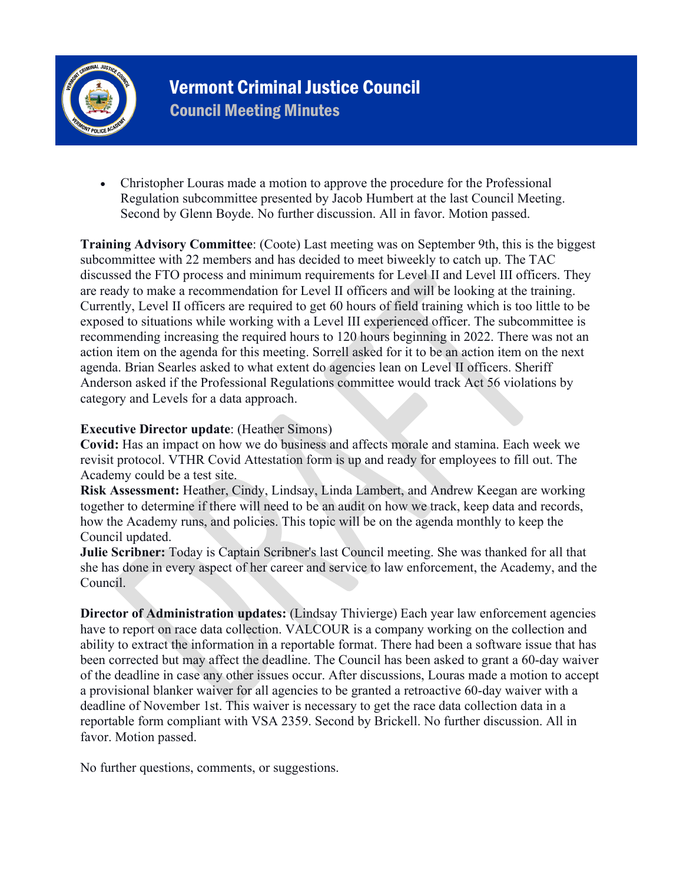- Christopher Louras made a motion to approve the procedure for the Professional Regulation subcommittee presented by Jacob Humbert at the last Council Meeting. Second by Glenn Boyde. No further discussion. All in favor. Motion passed.

**Training Advisory Committee**: (Coote) Last meeting was on September 9th, this is the biggest subcommittee with 22 members and has decided to meet biweekly to catch up. The TAC discussed the FTO process and minimum requirements for Level II and Level III officers. They are ready to make a recommendation for Level II officers and will be looking at the training. Currently, Level II officers are required to get 60 hours of field training which is too little to be exposed to situations while working with a Level III experienced officer. The subcommittee is recommending increasing the required hours to 120 hours beginning in 2022. There was not an action item on the agenda for this meeting. Sorrell asked for it to be an action item on the next agenda. Brian Searles asked to what extent do agencies lean on Level II officers. Sheriff Anderson asked if the Professional Regulations committee would track Act 56 violations by category and Levels for a data approach.

**Executive Director update**: (Heather Simons)
**Covid:** Has an impact on how we do business and affects morale and stamina. Each week we revisit protocol. VTHR Covid Attestation form is up and ready for employees to fill out. The Academy could be a test site.
**Risk Assessment:** Heather, Cindy, Lindsay, Linda Lambert, and Andrew Keegan are working together to determine if there will need to be an audit on how we track, keep data and records, how the Academy runs, and policies. This topic will be on the agenda monthly to keep the Council updated.
**Julie Scribner:** Today is Captain Scribner's last Council meeting. She was thanked for all that she has done in every aspect of her career and service to law enforcement, the Academy, and the Council.

**Director of Administration updates:** (Lindsay Thivierge) Each year law enforcement agencies have to report on race data collection. VALCOUR is a company working on the collection and ability to extract the information in a reportable format. There had been a software issue that has been corrected but may affect the deadline. The Council has been asked to grant a 60-day waiver of the deadline in case any other issues occur. After discussions, Louras made a motion to accept a provisional blanker waiver for all agencies to be granted a retroactive 60-day waiver with a deadline of November 1st. This waiver is necessary to get the race data collection data in a reportable form compliant with VSA 2359. Second by Brickell. No further discussion. All in favor. Motion passed.

No further questions, comments, or suggestions.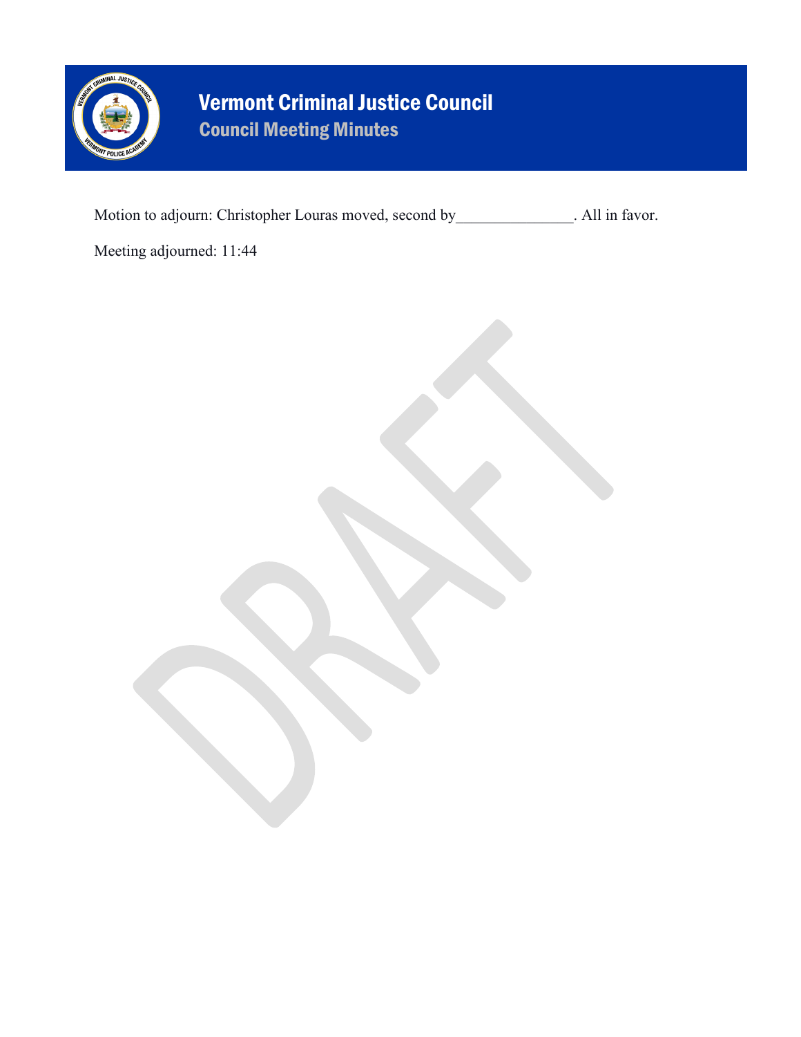Motion to adjourn: Christopher Louras moved, second by_______________. All in favor.

Meeting adjourned: 11:44